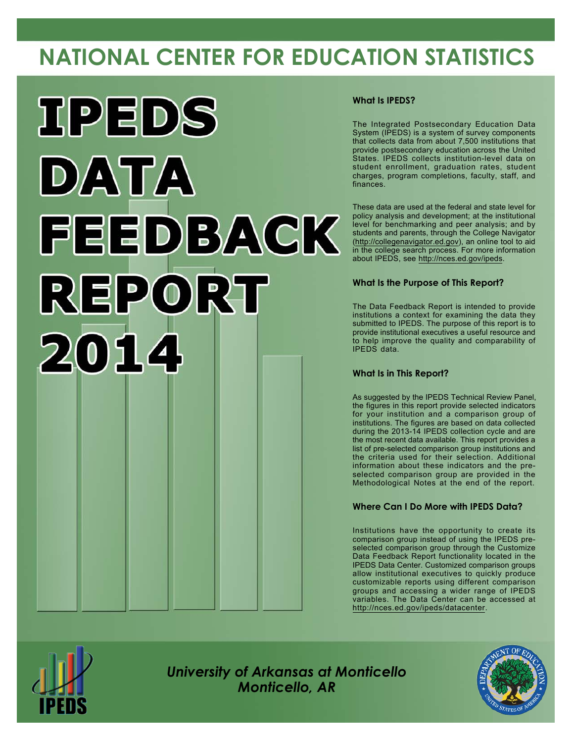# NATIONAL CENTER FOR EDUCATION STATISTICS

# IPEDS DATA FEEDBACK REPORT 2014

### What Is IPEDS?

The Integrated Postsecondary Education Data System (IPEDS) is a system of survey components that collects data from about 7,500 institutions that provide postsecondary education across the United States. IPEDS collects institution-level data on student enrollment, graduation rates, student charges, program completions, faculty, staff, and finances.

These data are used at the federal and state level for policy analysis and development; at the institutional level for benchmarking and peer analysis; and by students and parents, through the College Navigator (http://collegenavigator.ed.gov), an online tool to aid in the college search process. For more information about IPEDS, see http://nces.ed.gov/ipeds.

### What Is the Purpose of This Report?

The Data Feedback Report is intended to provide institutions a context for examining the data they submitted to IPEDS. The purpose of this report is to provide institutional executives a useful resource and to help improve the quality and comparability of IPEDS data.

### What Is in This Report?

As suggested by the IPEDS Technical Review Panel, the figures in this report provide selected indicators for your institution and a comparison group of institutions. The figures are based on data collected during the 2013-14 IPEDS collection cycle and are the most recent data available. This report provides a list of pre-selected comparison group institutions and the criteria used for their selection. Additional information about these indicators and the pre-selected comparison group are provided in the Methodological Notes at the end of the report.

### Where Can I Do More with IPEDS Data?

Institutions have the opportunity to create its comparison group instead of using the IPEDS pre-selected comparison group through the Customize Data Feedback Report functionality located in the IPEDS Data Center. Customized comparison groups allow institutional executives to quickly produce customizable reports using different comparison groups and accessing a wider range of IPEDS variables. The Data Center can be accessed at http://nces.ed.gov/ipeds/datacenter.

*University of Arkansas at Monticello*
*Monticello, AR*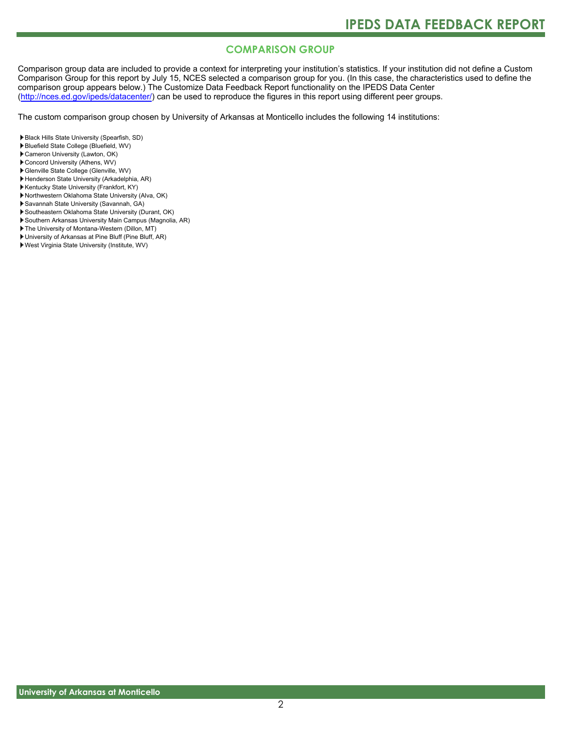## COMPARISON GROUP

Comparison group data are included to provide a context for interpreting your institution's statistics. If your institution did not define a Custom Comparison Group for this report by July 15, NCES selected a comparison group for you. (In this case, the characteristics used to define the comparison group appears below.) The Customize Data Feedback Report functionality on the IPEDS Data Center (http://nces.ed.gov/ipeds/datacenter/) can be used to reproduce the figures in this report using different peer groups.

The custom comparison group chosen by University of Arkansas at Monticello includes the following 14 institutions:

- Black Hills State University (Spearfish, SD)
- Bluefield State College (Bluefield, WV)
- Cameron University (Lawton, OK)
- Concord University (Athens, WV)
- Glenville State College (Glenville, WV)
- Henderson State University (Arkadelphia, AR)
- Kentucky State University (Frankfort, KY)
- Northwestern Oklahoma State University (Alva, OK)
- Savannah State University (Savannah, GA)
- Southeastern Oklahoma State University (Durant, OK)
- Southern Arkansas University Main Campus (Magnolia, AR)
- The University of Montana-Western (Dillon, MT)
- University of Arkansas at Pine Bluff (Pine Bluff, AR)
- West Virginia State University (Institute, WV)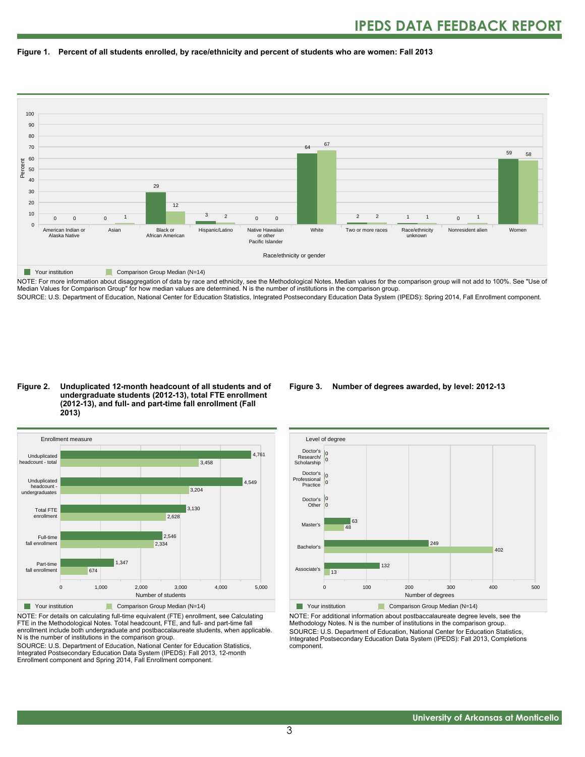## Figure 1. Percent of all students enrolled, by race/ethnicity and percent of students who are women: Fall 2013

| Race/ethnicity or gender | Your institution | Comparison Group Median (N=14) |
|---|---|---|
| American Indian or Alaska Native | 0 | 0 |
| Asian | 0 | 1 |
| Black or African American | 29 | 12 |
| Hispanic/Latino | 3 | 2 |
| Native Hawaiian or other Pacific Islander | 0 | 0 |
| White | 64 | 67 |
| Two or more races | 2 | 2 |
| Race/ethnicity unknown | 1 | 1 |
| Nonresident alien | 0 | 1 |
| Women | 59 | 58 |

NOTE: For more information about disaggregation of data by race and ethnicity, see the Methodological Notes. Median values for the comparison group will not add to 100%. See "Use of Median Values for Comparison Group" for how median values are determined. N is the number of institutions in the comparison group.
SOURCE: U.S. Department of Education, National Center for Education Statistics, Integrated Postsecondary Education Data System (IPEDS): Spring 2014, Fall Enrollment component.

## Figure 2. Unduplicated 12-month headcount of all students and of undergraduate students (2012-13), total FTE enrollment (2012-13), and full- and part-time fall enrollment (Fall 2013)

| Enrollment measure | Your institution | Comparison Group Median (N=14) |
|---|---|---|
| Unduplicated headcount - total | 4,761 | 3,458 |
| Unduplicated headcount - undergraduates | 4,549 | 3,204 |
| Total FTE enrollment | 3,130 | 2,628 |
| Full-time fall enrollment | 2,546 | 2,334 |
| Part-time fall enrollment | 1,347 | 674 |

NOTE: For details on calculating full-time equivalent (FTE) enrollment, see Calculating FTE in the Methodological Notes. Total headcount, FTE, and full- and part-time fall enrollment include both undergraduate and postbaccalaureate students, when applicable. N is the number of institutions in the comparison group.
SOURCE: U.S. Department of Education, National Center for Education Statistics, Integrated Postsecondary Education Data System (IPEDS): Fall 2013, 12-month Enrollment component and Spring 2014, Fall Enrollment component.

## Figure 3. Number of degrees awarded, by level: 2012-13

| Level of degree | Your institution | Comparison Group Median (N=14) |
|---|---|---|
| Doctor's Research/ Scholarship | 0 | 0 |
| Doctor's Professional Practice | 0 | 0 |
| Doctor's Other | 0 | 0 |
| Master's | 63 | 48 |
| Bachelor's | 249 | 402 |
| Associate's | 132 | 13 |

NOTE: For additional information about postbaccalaureate degree levels, see the Methodology Notes. N is the number of institutions in the comparison group.
SOURCE: U.S. Department of Education, National Center for Education Statistics, Integrated Postsecondary Education Data System (IPEDS): Fall 2013, Completions component.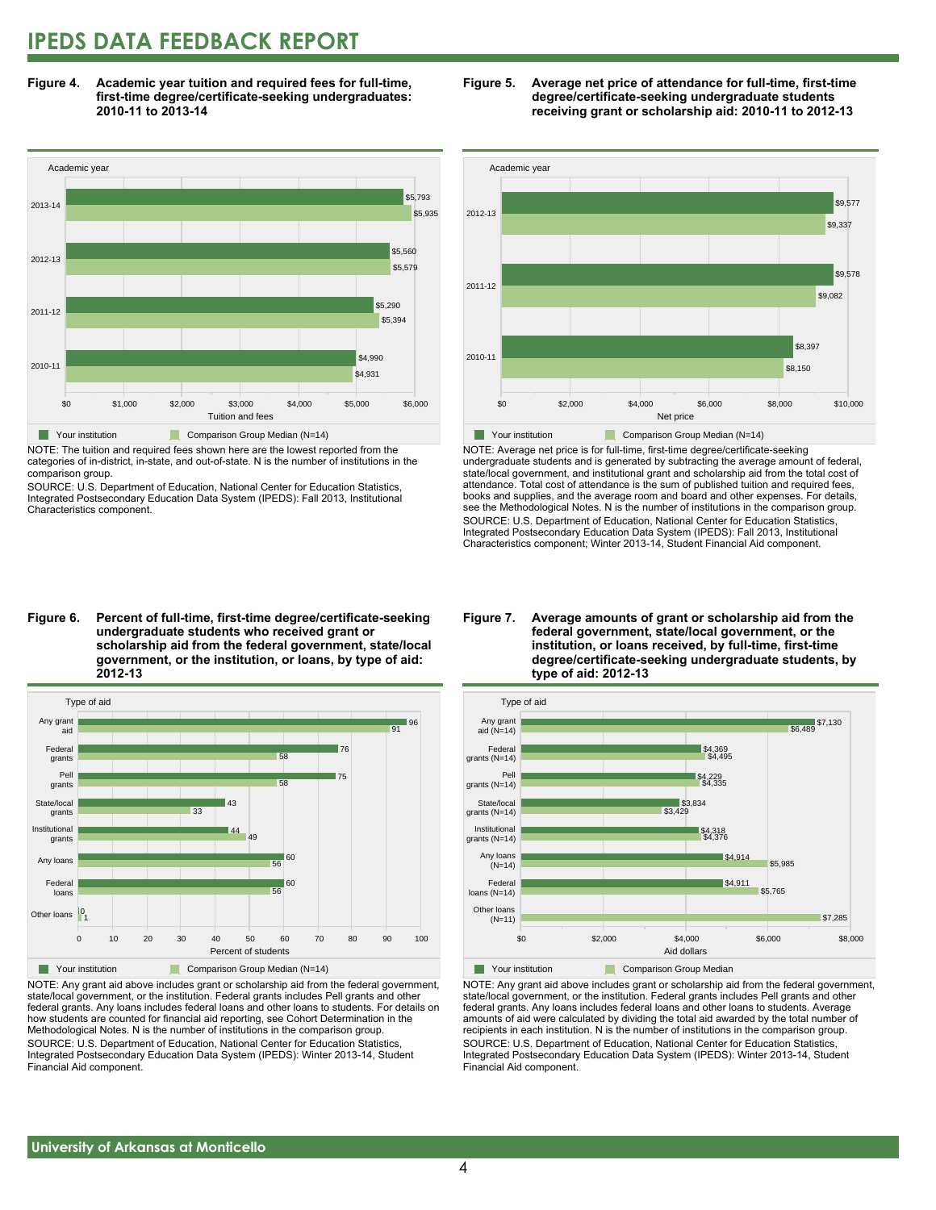# IPEDS DATA FEEDBACK REPORT

**Figure 4. Academic year tuition and required fees for full-time, first-time degree/certificate-seeking undergraduates: 2010-11 to 2013-14**

| Academic year | Your institution | Comparison Group Median (N=14) |
|---|---|---|
| 2013-14 | $5,793 | $5,935 |
| 2012-13 | $5,560 | $5,579 |
| 2011-12 | $5,290 | $5,394 |
| 2010-11 | $4,990 | $4,931 |

NOTE: The tuition and required fees shown here are the lowest reported from the categories of in-district, in-state, and out-of-state. N is the number of institutions in the comparison group.
SOURCE: U.S. Department of Education, National Center for Education Statistics, Integrated Postsecondary Education Data System (IPEDS): Fall 2013, Institutional Characteristics component.

**Figure 5. Average net price of attendance for full-time, first-time degree/certificate-seeking undergraduate students receiving grant or scholarship aid: 2010-11 to 2012-13**

| Academic year | Your institution | Comparison Group Median (N=14) |
|---|---|---|
| 2012-13 | $9,577 | $9,337 |
| 2011-12 | $9,578 | $9,082 |
| 2010-11 | $8,397 | $8,150 |

NOTE: Average net price is for full-time, first-time degree/certificate-seeking undergraduate students and is generated by subtracting the average amount of federal, state/local government, and institutional grant and scholarship aid from the total cost of attendance. Total cost of attendance is the sum of published tuition and required fees, books and supplies, and the average room and board and other expenses. For details, see the Methodological Notes. N is the number of institutions in the comparison group.
SOURCE: U.S. Department of Education, National Center for Education Statistics, Integrated Postsecondary Education Data System (IPEDS): Fall 2013, Institutional Characteristics component; Winter 2013-14, Student Financial Aid component.

**Figure 6. Percent of full-time, first-time degree/certificate-seeking undergraduate students who received grant or scholarship aid from the federal government, state/local government, or the institution, or loans, by type of aid: 2012-13**

| Type of aid | Your institution | Comparison Group Median (N=14) |
|---|---|---|
| Any grant aid | 96 | 91 |
| Federal grants | 76 | 58 |
| Pell grants | 75 | 58 |
| State/local grants | 43 | 33 |
| Institutional grants | 44 | 49 |
| Any loans | 60 | 56 |
| Federal loans | 60 | 56 |
| Other loans | 0 | 1 |

NOTE: Any grant aid above includes grant or scholarship aid from the federal government, state/local government, or the institution. Federal grants includes Pell grants and other federal grants. Any loans includes federal loans and other loans to students. For details on how students are counted for financial aid reporting, see Cohort Determination in the Methodological Notes. N is the number of institutions in the comparison group.
SOURCE: U.S. Department of Education, National Center for Education Statistics, Integrated Postsecondary Education Data System (IPEDS): Winter 2013-14, Student Financial Aid component.

**Figure 7. Average amounts of grant or scholarship aid from the federal government, state/local government, or the institution, or loans received, by full-time, first-time degree/certificate-seeking undergraduate students, by type of aid: 2012-13**

| Type of aid | Your institution | Comparison Group Median |
|---|---|---|
| Any grant aid (N=14) | $7,130 | $6,489 |
| Federal grants (N=14) | $4,369 | $4,495 |
| Pell grants (N=14) | $4,229 | $4,335 |
| State/local grants (N=14) | $3,834 | $3,429 |
| Institutional grants (N=14) | $4,318 | $4,376 |
| Any loans (N=14) | $4,914 | $5,985 |
| Federal loans (N=14) | $4,911 | $5,765 |
| Other loans (N=11) | | $7,285 |

NOTE: Any grant aid above includes grant or scholarship aid from the federal government, state/local government, or the institution. Federal grants includes Pell grants and other federal grants. Any loans includes federal loans and other loans to students. Average amounts of aid were calculated by dividing the total aid awarded by the total number of recipients in each institution. N is the number of institutions in the comparison group.
SOURCE: U.S. Department of Education, National Center for Education Statistics, Integrated Postsecondary Education Data System (IPEDS): Winter 2013-14, Student Financial Aid component.

University of Arkansas at Monticello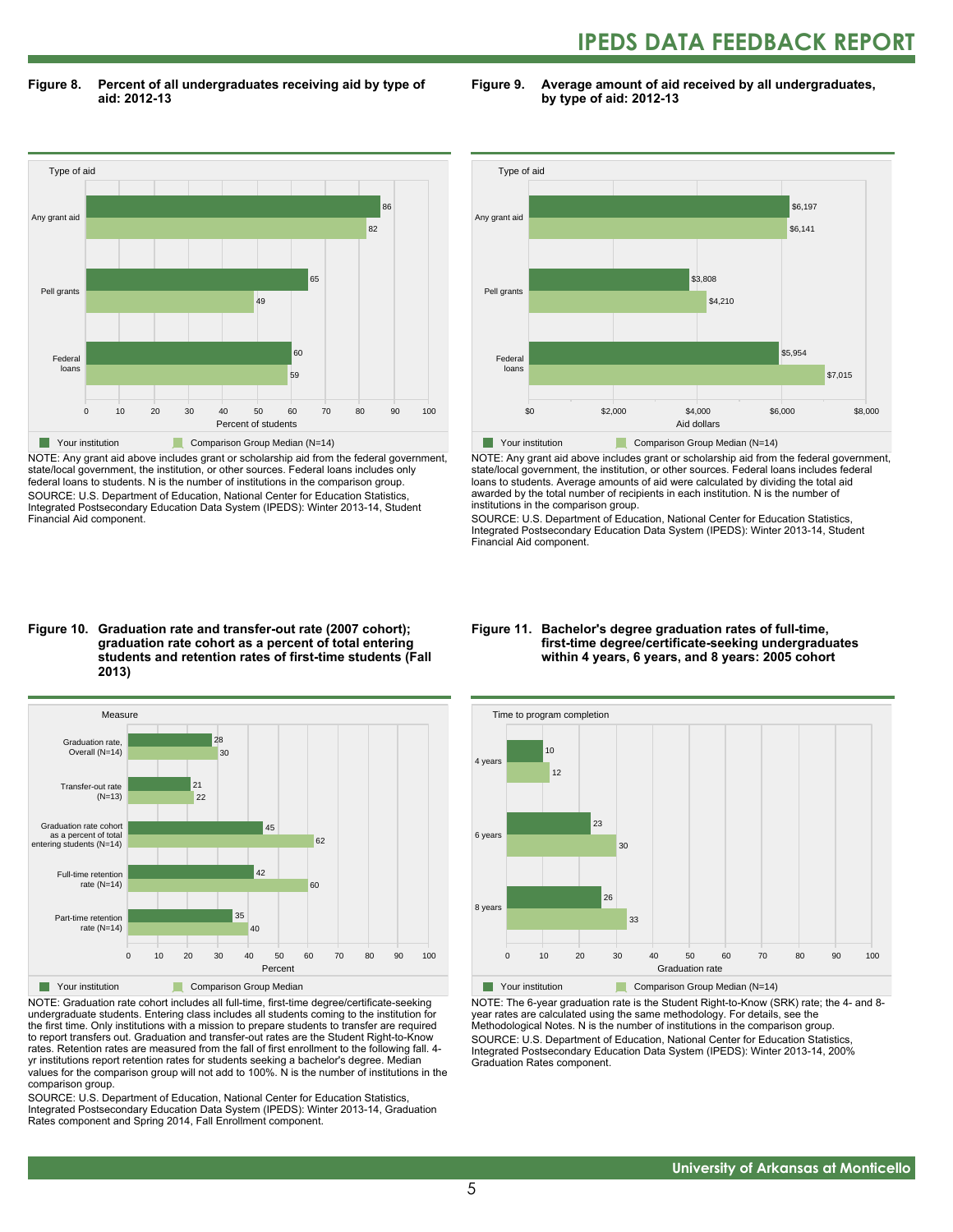**Figure 8. Percent of all undergraduates receiving aid by type of aid: 2012-13**

| Type of aid | Your institution | Comparison Group Median (N=14) |
|---|---|---|
| Any grant aid | 86 | 82 |
| Pell grants | 65 | 49 |
| Federal loans | 60 | 59 |

Percent of students

NOTE: Any grant aid above includes grant or scholarship aid from the federal government, state/local government, the institution, or other sources. Federal loans includes only federal loans to students. N is the number of institutions in the comparison group.

SOURCE: U.S. Department of Education, National Center for Education Statistics, Integrated Postsecondary Education Data System (IPEDS): Winter 2013-14, Student Financial Aid component.

**Figure 9. Average amount of aid received by all undergraduates, by type of aid: 2012-13**

| Type of aid | Your institution | Comparison Group Median (N=14) |
|---|---|---|
| Any grant aid | $6,197 | $6,141 |
| Pell grants | $3,808 | $4,210 |
| Federal loans | $5,954 | $7,015 |

Aid dollars

NOTE: Any grant aid above includes grant or scholarship aid from the federal government, state/local government, the institution, or other sources. Federal loans includes federal loans to students. Average amounts of aid were calculated by dividing the total aid awarded by the total number of recipients in each institution. N is the number of institutions in the comparison group.

SOURCE: U.S. Department of Education, National Center for Education Statistics, Integrated Postsecondary Education Data System (IPEDS): Winter 2013-14, Student Financial Aid component.

**Figure 10. Graduation rate and transfer-out rate (2007 cohort); graduation rate cohort as a percent of total entering students and retention rates of first-time students (Fall 2013)**

| Measure | Your institution | Comparison Group Median |
|---|---|---|
| Graduation rate, Overall (N=14) | 28 | 30 |
| Transfer-out rate (N=13) | 21 | 22 |
| Graduation rate cohort as a percent of total entering students (N=14) | 45 | 62 |
| Full-time retention rate (N=14) | 42 | 60 |
| Part-time retention rate (N=14) | 35 | 40 |

Percent

NOTE: Graduation rate cohort includes all full-time, first-time degree/certificate-seeking undergraduate students. Entering class includes all students coming to the institution for the first time. Only institutions with a mission to prepare students to transfer are required to report transfers out. Graduation and transfer-out rates are the Student Right-to-Know rates. Retention rates are measured from the fall of first enrollment to the following fall. 4-yr institutions report retention rates for students seeking a bachelor's degree. Median values for the comparison group will not add to 100%. N is the number of institutions in the comparison group.

SOURCE: U.S. Department of Education, National Center for Education Statistics, Integrated Postsecondary Education Data System (IPEDS): Winter 2013-14, Graduation Rates component and Spring 2014, Fall Enrollment component.

**Figure 11. Bachelor's degree graduation rates of full-time, first-time degree/certificate-seeking undergraduates within 4 years, 6 years, and 8 years: 2005 cohort**

| Time to program completion | Your institution | Comparison Group Median (N=14) |
|---|---|---|
| 4 years | 10 | 12 |
| 6 years | 23 | 30 |
| 8 years | 26 | 33 |

Graduation rate

NOTE: The 6-year graduation rate is the Student Right-to-Know (SRK) rate; the 4- and 8-year rates are calculated using the same methodology. For details, see the Methodological Notes. N is the number of institutions in the comparison group.

SOURCE: U.S. Department of Education, National Center for Education Statistics, Integrated Postsecondary Education Data System (IPEDS): Winter 2013-14, 200% Graduation Rates component.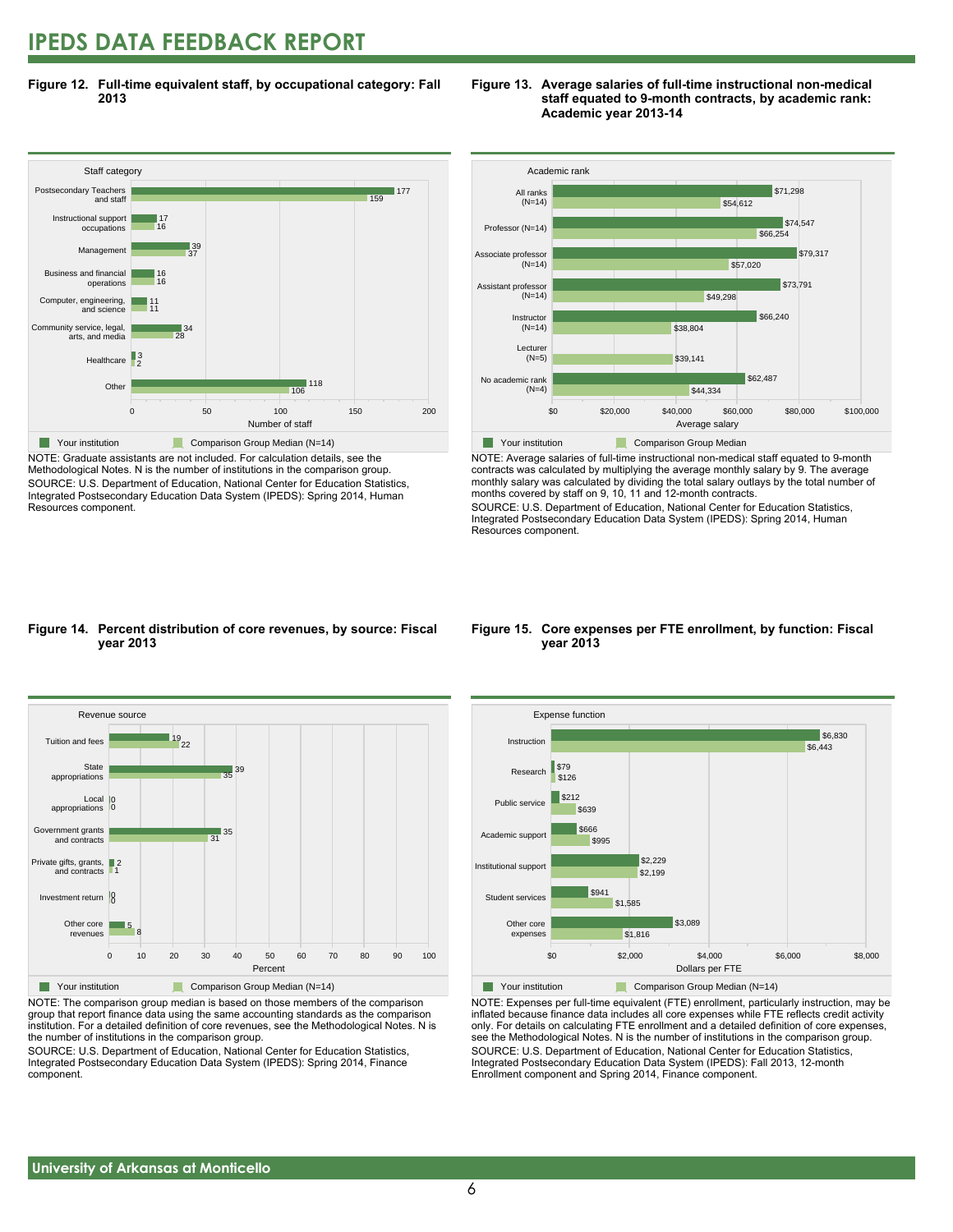# IPEDS DATA FEEDBACK REPORT

**Figure 12. Full-time equivalent staff, by occupational category: Fall 2013**

| Staff category | Your institution | Comparison Group Median (N=14) |
|---|---|---|
| Postsecondary Teachers and staff | 177 | 159 |
| Instructional support occupations | 17 | 16 |
| Management | 39 | 37 |
| Business and financial operations | 16 | 16 |
| Computer, engineering, and science | 11 | 11 |
| Community service, legal, arts, and media | 34 | 28 |
| Healthcare | 3 | 2 |
| Other | 118 | 106 |

NOTE: Graduate assistants are not included. For calculation details, see the Methodological Notes. N is the number of institutions in the comparison group.
SOURCE: U.S. Department of Education, National Center for Education Statistics, Integrated Postsecondary Education Data System (IPEDS): Spring 2014, Human Resources component.

**Figure 13. Average salaries of full-time instructional non-medical staff equated to 9-month contracts, by academic rank: Academic year 2013-14**

| Academic rank | Your institution | Comparison Group Median |
|---|---|---|
| All ranks (N=14) | $71,298 | $54,612 |
| Professor (N=14) | $74,547 | $66,254 |
| Associate professor (N=14) | $79,317 | $57,020 |
| Assistant professor (N=14) | $73,791 | $49,298 |
| Instructor (N=14) | $66,240 | $38,804 |
| Lecturer (N=5) | | $39,141 |
| No academic rank (N=4) | $62,487 | $44,334 |

NOTE: Average salaries of full-time instructional non-medical staff equated to 9-month contracts was calculated by multiplying the average monthly salary by 9. The average monthly salary was calculated by dividing the total salary outlays by the total number of months covered by staff on 9, 10, 11 and 12-month contracts.
SOURCE: U.S. Department of Education, National Center for Education Statistics, Integrated Postsecondary Education Data System (IPEDS): Spring 2014, Human Resources component.

**Figure 14. Percent distribution of core revenues, by source: Fiscal year 2013**

| Revenue source | Your institution | Comparison Group Median (N=14) |
|---|---|---|
| Tuition and fees | 19 | 22 |
| State appropriations | 39 | 35 |
| Local appropriations | 0 | 0 |
| Government grants and contracts | 35 | 31 |
| Private gifts, grants, and contracts | 2 | 1 |
| Investment return | 0 | 0 |
| Other core revenues | 5 | 8 |

NOTE: The comparison group median is based on those members of the comparison group that report finance data using the same accounting standards as the comparison institution. For a detailed definition of core revenues, see the Methodological Notes. N is the number of institutions in the comparison group.
SOURCE: U.S. Department of Education, National Center for Education Statistics, Integrated Postsecondary Education Data System (IPEDS): Spring 2014, Finance component.

**Figure 15. Core expenses per FTE enrollment, by function: Fiscal year 2013**

| Expense function | Your institution | Comparison Group Median (N=14) |
|---|---|---|
| Instruction | $6,830 | $6,443 |
| Research | $79 | $126 |
| Public service | $212 | $639 |
| Academic support | $666 | $995 |
| Institutional support | $2,229 | $2,199 |
| Student services | $941 | $1,585 |
| Other core expenses | $3,089 | $1,816 |

NOTE: Expenses per full-time equivalent (FTE) enrollment, particularly instruction, may be inflated because finance data includes all core expenses while FTE reflects credit activity only. For details on calculating FTE enrollment and a detailed definition of core expenses, see the Methodological Notes. N is the number of institutions in the comparison group.
SOURCE: U.S. Department of Education, National Center for Education Statistics, Integrated Postsecondary Education Data System (IPEDS): Fall 2013, 12-month Enrollment component and Spring 2014, Finance component.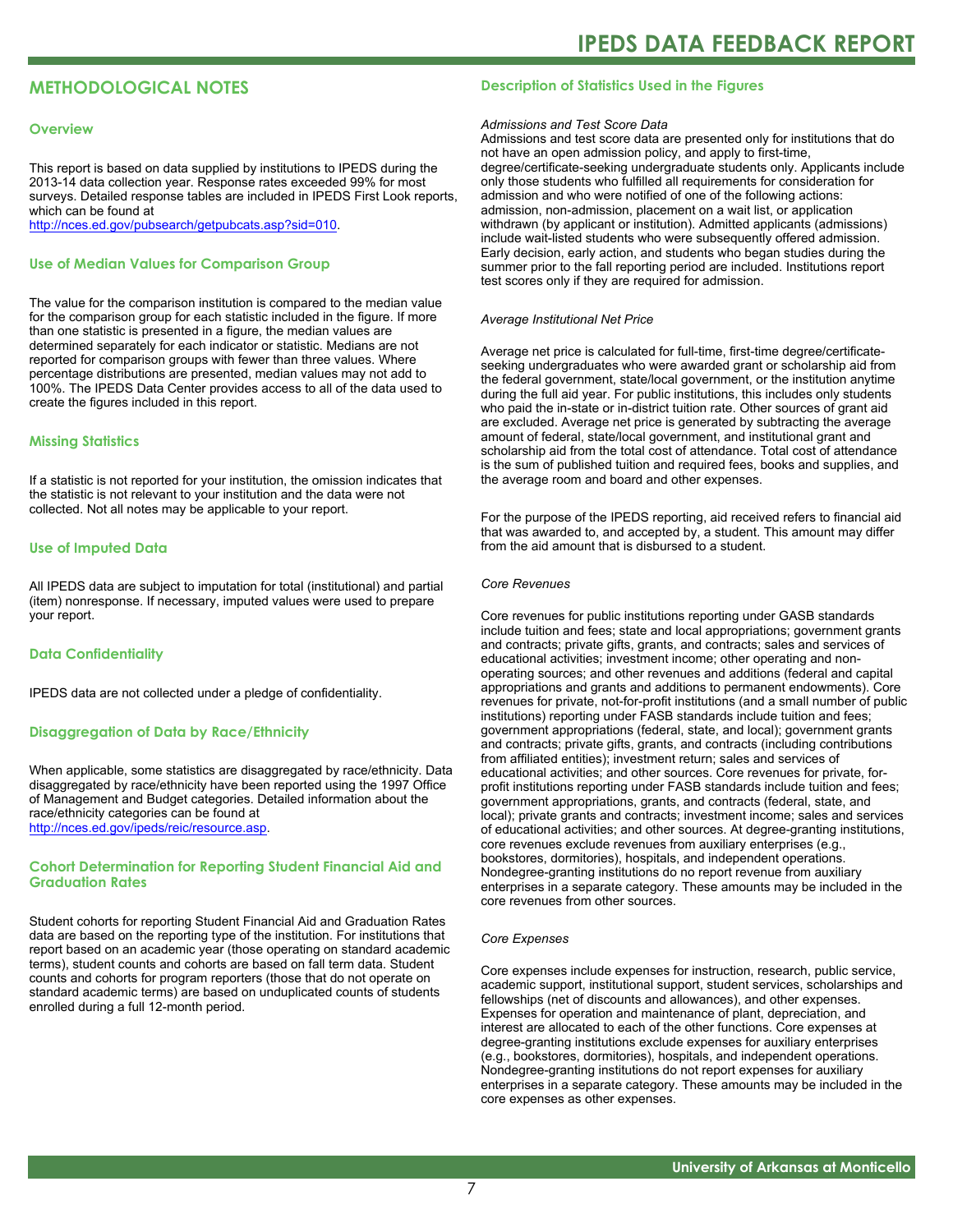## METHODOLOGICAL NOTES

### Overview

This report is based on data supplied by institutions to IPEDS during the 2013-14 data collection year. Response rates exceeded 99% for most surveys. Detailed response tables are included in IPEDS First Look reports, which can be found at http://nces.ed.gov/pubsearch/getpubcats.asp?sid=010.

### Use of Median Values for Comparison Group

The value for the comparison institution is compared to the median value for the comparison group for each statistic included in the figure. If more than one statistic is presented in a figure, the median values are determined separately for each indicator or statistic. Medians are not reported for comparison groups with fewer than three values. Where percentage distributions are presented, median values may not add to 100%. The IPEDS Data Center provides access to all of the data used to create the figures included in this report.

### Missing Statistics

If a statistic is not reported for your institution, the omission indicates that the statistic is not relevant to your institution and the data were not collected. Not all notes may be applicable to your report.

### Use of Imputed Data

All IPEDS data are subject to imputation for total (institutional) and partial (item) nonresponse. If necessary, imputed values were used to prepare your report.

### Data Confidentiality

IPEDS data are not collected under a pledge of confidentiality.

### Disaggregation of Data by Race/Ethnicity

When applicable, some statistics are disaggregated by race/ethnicity. Data disaggregated by race/ethnicity have been reported using the 1997 Office of Management and Budget categories. Detailed information about the race/ethnicity categories can be found at http://nces.ed.gov/ipeds/reic/resource.asp.

### Cohort Determination for Reporting Student Financial Aid and Graduation Rates

Student cohorts for reporting Student Financial Aid and Graduation Rates data are based on the reporting type of the institution. For institutions that report based on an academic year (those operating on standard academic terms), student counts and cohorts are based on fall term data. Student counts and cohorts for program reporters (those that do not operate on standard academic terms) are based on unduplicated counts of students enrolled during a full 12-month period.

### Description of Statistics Used in the Figures

*Admissions and Test Score Data*

Admissions and test score data are presented only for institutions that do not have an open admission policy, and apply to first-time, degree/certificate-seeking undergraduate students only. Applicants include only those students who fulfilled all requirements for consideration for admission and who were notified of one of the following actions: admission, non-admission, placement on a wait list, or application withdrawn (by applicant or institution). Admitted applicants (admissions) include wait-listed students who were subsequently offered admission. Early decision, early action, and students who began studies during the summer prior to the fall reporting period are included. Institutions report test scores only if they are required for admission.

*Average Institutional Net Price*

Average net price is calculated for full-time, first-time degree/certificate-seeking undergraduates who were awarded grant or scholarship aid from the federal government, state/local government, or the institution anytime during the full aid year. For public institutions, this includes only students who paid the in-state or in-district tuition rate. Other sources of grant aid are excluded. Average net price is generated by subtracting the average amount of federal, state/local government, and institutional grant and scholarship aid from the total cost of attendance. Total cost of attendance is the sum of published tuition and required fees, books and supplies, and the average room and board and other expenses.

For the purpose of the IPEDS reporting, aid received refers to financial aid that was awarded to, and accepted by, a student. This amount may differ from the aid amount that is disbursed to a student.

*Core Revenues*

Core revenues for public institutions reporting under GASB standards include tuition and fees; state and local appropriations; government grants and contracts; private gifts, grants, and contracts; sales and services of educational activities; investment income; other operating and non-operating sources; and other revenues and additions (federal and capital appropriations and grants and additions to permanent endowments). Core revenues for private, not-for-profit institutions (and a small number of public institutions) reporting under FASB standards include tuition and fees; government appropriations (federal, state, and local); government grants and contracts; private gifts, grants, and contracts (including contributions from affiliated entities); investment return; sales and services of educational activities; and other sources. Core revenues for private, for-profit institutions reporting under FASB standards include tuition and fees; government appropriations, grants, and contracts (federal, state, and local); private grants and contracts; investment income; sales and services of educational activities; and other sources. At degree-granting institutions, core revenues exclude revenues from auxiliary enterprises (e.g., bookstores, dormitories), hospitals, and independent operations. Nondegree-granting institutions do no report revenue from auxiliary enterprises in a separate category. These amounts may be included in the core revenues from other sources.

*Core Expenses*

Core expenses include expenses for instruction, research, public service, academic support, institutional support, student services, scholarships and fellowships (net of discounts and allowances), and other expenses. Expenses for operation and maintenance of plant, depreciation, and interest are allocated to each of the other functions. Core expenses at degree-granting institutions exclude expenses for auxiliary enterprises (e.g., bookstores, dormitories), hospitals, and independent operations. Nondegree-granting institutions do not report expenses for auxiliary enterprises in a separate category. These amounts may be included in the core expenses as other expenses.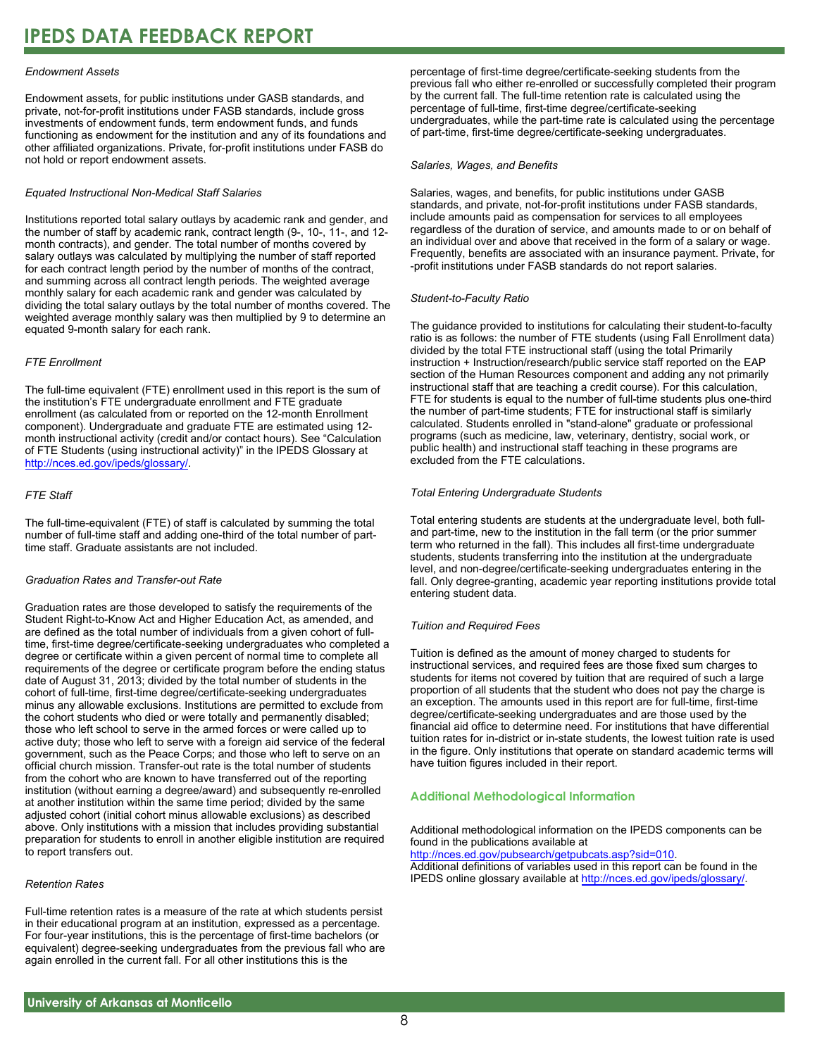*Endowment Assets*

Endowment assets, for public institutions under GASB standards, and private, not-for-profit institutions under FASB standards, include gross investments of endowment funds, term endowment funds, and funds functioning as endowment for the institution and any of its foundations and other affiliated organizations. Private, for-profit institutions under FASB do not hold or report endowment assets.

*Equated Instructional Non-Medical Staff Salaries*

Institutions reported total salary outlays by academic rank and gender, and the number of staff by academic rank, contract length (9-, 10-, 11-, and 12-month contracts), and gender. The total number of months covered by salary outlays was calculated by multiplying the number of staff reported for each contract length period by the number of months of the contract, and summing across all contract length periods. The weighted average monthly salary for each academic rank and gender was calculated by dividing the total salary outlays by the total number of months covered. The weighted average monthly salary was then multiplied by 9 to determine an equated 9-month salary for each rank.

*FTE Enrollment*

The full-time equivalent (FTE) enrollment used in this report is the sum of the institution's FTE undergraduate enrollment and FTE graduate enrollment (as calculated from or reported on the 12-month Enrollment component). Undergraduate and graduate FTE are estimated using 12-month instructional activity (credit and/or contact hours). See "Calculation of FTE Students (using instructional activity)" in the IPEDS Glossary at http://nces.ed.gov/ipeds/glossary/.

*FTE Staff*

The full-time-equivalent (FTE) of staff is calculated by summing the total number of full-time staff and adding one-third of the total number of part-time staff. Graduate assistants are not included.

*Graduation Rates and Transfer-out Rate*

Graduation rates are those developed to satisfy the requirements of the Student Right-to-Know Act and Higher Education Act, as amended, and are defined as the total number of individuals from a given cohort of full-time, first-time degree/certificate-seeking undergraduates who completed a degree or certificate within a given percent of normal time to complete all requirements of the degree or certificate program before the ending status date of August 31, 2013; divided by the total number of students in the cohort of full-time, first-time degree/certificate-seeking undergraduates minus any allowable exclusions. Institutions are permitted to exclude from the cohort students who died or were totally and permanently disabled; those who left school to serve in the armed forces or were called up to active duty; those who left to serve with a foreign aid service of the federal government, such as the Peace Corps; and those who left to serve on an official church mission. Transfer-out rate is the total number of students from the cohort who are known to have transferred out of the reporting institution (without earning a degree/award) and subsequently re-enrolled at another institution within the same time period; divided by the same adjusted cohort (initial cohort minus allowable exclusions) as described above. Only institutions with a mission that includes providing substantial preparation for students to enroll in another eligible institution are required to report transfers out.

*Retention Rates*

Full-time retention rates is a measure of the rate at which students persist in their educational program at an institution, expressed as a percentage. For four-year institutions, this is the percentage of first-time bachelors (or equivalent) degree-seeking undergraduates from the previous fall who are again enrolled in the current fall. For all other institutions this is the percentage of first-time degree/certificate-seeking students from the previous fall who either re-enrolled or successfully completed their program by the current fall. The full-time retention rate is calculated using the percentage of full-time, first-time degree/certificate-seeking undergraduates, while the part-time rate is calculated using the percentage of part-time, first-time degree/certificate-seeking undergraduates.

*Salaries, Wages, and Benefits*

Salaries, wages, and benefits, for public institutions under GASB standards, and private, not-for-profit institutions under FASB standards, include amounts paid as compensation for services to all employees regardless of the duration of service, and amounts made to or on behalf of an individual over and above that received in the form of a salary or wage. Frequently, benefits are associated with an insurance payment. Private, for-profit institutions under FASB standards do not report salaries.

*Student-to-Faculty Ratio*

The guidance provided to institutions for calculating their student-to-faculty ratio is as follows: the number of FTE students (using Fall Enrollment data) divided by the total FTE instructional staff (using the total Primarily instruction + Instruction/research/public service staff reported on the EAP section of the Human Resources component and adding any not primarily instructional staff that are teaching a credit course). For this calculation, FTE for students is equal to the number of full-time students plus one-third the number of part-time students; FTE for instructional staff is similarly calculated. Students enrolled in "stand-alone" graduate or professional programs (such as medicine, law, veterinary, dentistry, social work, or public health) and instructional staff teaching in these programs are excluded from the FTE calculations.

*Total Entering Undergraduate Students*

Total entering students are students at the undergraduate level, both full- and part-time, new to the institution in the fall term (or the prior summer term who returned in the fall). This includes all first-time undergraduate students, students transferring into the institution at the undergraduate level, and non-degree/certificate-seeking undergraduates entering in the fall. Only degree-granting, academic year reporting institutions provide total entering student data.

*Tuition and Required Fees*

Tuition is defined as the amount of money charged to students for instructional services, and required fees are those fixed sum charges to students for items not covered by tuition that are required of such a large proportion of all students that the student who does not pay the charge is an exception. The amounts used in this report are for full-time, first-time degree/certificate-seeking undergraduates and are those used by the financial aid office to determine need. For institutions that have differential tuition rates for in-district or in-state students, the lowest tuition rate is used in the figure. Only institutions that operate on standard academic terms will have tuition figures included in their report.

## Additional Methodological Information

Additional methodological information on the IPEDS components can be found in the publications available at http://nces.ed.gov/pubsearch/getpubcats.asp?sid=010.
Additional definitions of variables used in this report can be found in the IPEDS online glossary available at http://nces.ed.gov/ipeds/glossary/.